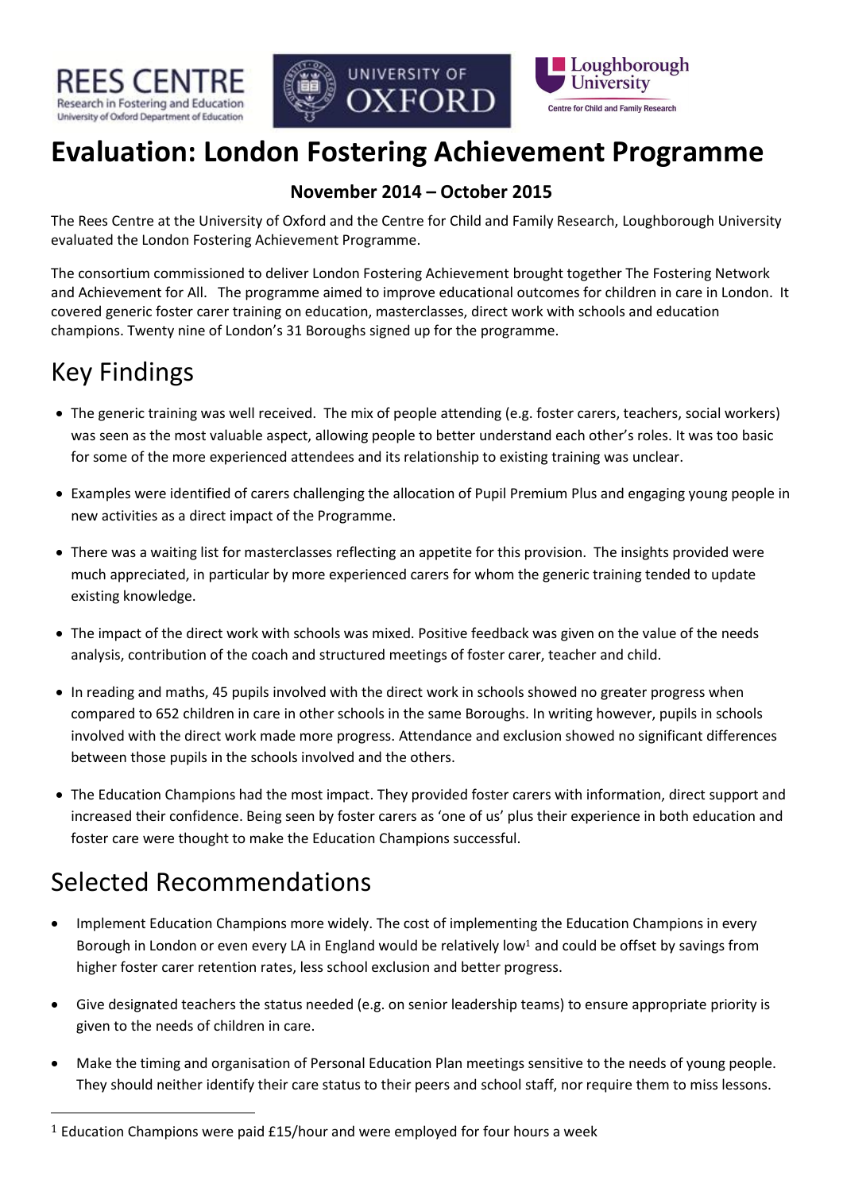# Evaluation: London Fostering Achievement Programme

**November 2014 – October 2015**

The Rees Centre at the University of Oxford and the Centre for Child and Family Research, Loughborough University evaluated the London Fostering Achievement Programme.

The consortium commissioned to deliver London Fostering Achievement brought together The Fostering Network and Achievement for All. The programme aimed to improve educational outcomes for children in care in London. It covered generic foster carer training on education, masterclasses, direct work with schools and education champions. Twenty nine of London's 31 Boroughs signed up for the programme.

## Key Findings

- The generic training was well received. The mix of people attending (e.g. foster carers, teachers, social workers) was seen as the most valuable aspect, allowing people to better understand each other's roles. It was too basic for some of the more experienced attendees and its relationship to existing training was unclear.
- Examples were identified of carers challenging the allocation of Pupil Premium Plus and engaging young people in new activities as a direct impact of the Programme.
- There was a waiting list for masterclasses reflecting an appetite for this provision. The insights provided were much appreciated, in particular by more experienced carers for whom the generic training tended to update existing knowledge.
- The impact of the direct work with schools was mixed. Positive feedback was given on the value of the needs analysis, contribution of the coach and structured meetings of foster carer, teacher and child.
- In reading and maths, 45 pupils involved with the direct work in schools showed no greater progress when compared to 652 children in care in other schools in the same Boroughs. In writing however, pupils in schools involved with the direct work made more progress. Attendance and exclusion showed no significant differences between those pupils in the schools involved and the others.
- The Education Champions had the most impact. They provided foster carers with information, direct support and increased their confidence. Being seen by foster carers as 'one of us' plus their experience in both education and foster care were thought to make the Education Champions successful.

## Selected Recommendations

- Implement Education Champions more widely. The cost of implementing the Education Champions in every Borough in London or even every LA in England would be relatively low[1] and could be offset by savings from higher foster carer retention rates, less school exclusion and better progress.
- Give designated teachers the status needed (e.g. on senior leadership teams) to ensure appropriate priority is given to the needs of children in care.
- Make the timing and organisation of Personal Education Plan meetings sensitive to the needs of young people. They should neither identify their care status to their peers and school staff, nor require them to miss lessons.

[1] Education Champions were paid £15/hour and were employed for four hours a week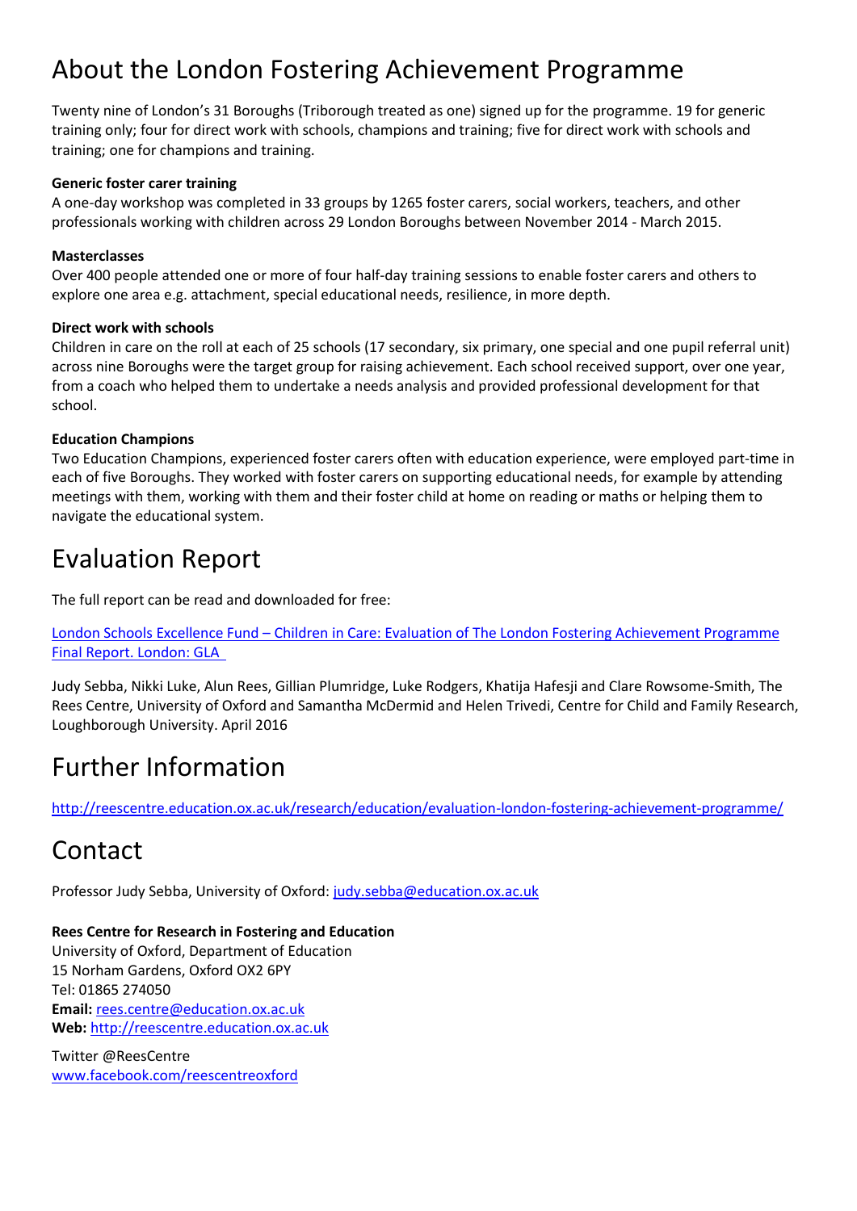# About the London Fostering Achievement Programme

Twenty nine of London's 31 Boroughs (Triborough treated as one) signed up for the programme. 19 for generic training only; four for direct work with schools, champions and training; five for direct work with schools and training; one for champions and training.

**Generic foster carer training**
A one-day workshop was completed in 33 groups by 1265 foster carers, social workers, teachers, and other professionals working with children across 29 London Boroughs between November 2014 - March 2015.

**Masterclasses**
Over 400 people attended one or more of four half-day training sessions to enable foster carers and others to explore one area e.g. attachment, special educational needs, resilience, in more depth.

**Direct work with schools**
Children in care on the roll at each of 25 schools (17 secondary, six primary, one special and one pupil referral unit) across nine Boroughs were the target group for raising achievement. Each school received support, over one year, from a coach who helped them to undertake a needs analysis and provided professional development for that school.

**Education Champions**
Two Education Champions, experienced foster carers often with education experience, were employed part-time in each of five Boroughs. They worked with foster carers on supporting educational needs, for example by attending meetings with them, working with them and their foster child at home on reading or maths or helping them to navigate the educational system.

# Evaluation Report

The full report can be read and downloaded for free:

London Schools Excellence Fund – Children in Care: Evaluation of The London Fostering Achievement Programme Final Report. London: GLA

Judy Sebba, Nikki Luke, Alun Rees, Gillian Plumridge, Luke Rodgers, Khatija Hafesji and Clare Rowsome-Smith, The Rees Centre, University of Oxford and Samantha McDermid and Helen Trivedi, Centre for Child and Family Research, Loughborough University. April 2016

# Further Information

http://reescentre.education.ox.ac.uk/research/education/evaluation-london-fostering-achievement-programme/

# Contact

Professor Judy Sebba, University of Oxford: judy.sebba@education.ox.ac.uk

**Rees Centre for Research in Fostering and Education**
University of Oxford, Department of Education
15 Norham Gardens, Oxford OX2 6PY
Tel: 01865 274050
**Email:** rees.centre@education.ox.ac.uk
**Web:** http://reescentre.education.ox.ac.uk

Twitter @ReesCentre
www.facebook.com/reescentreoxford